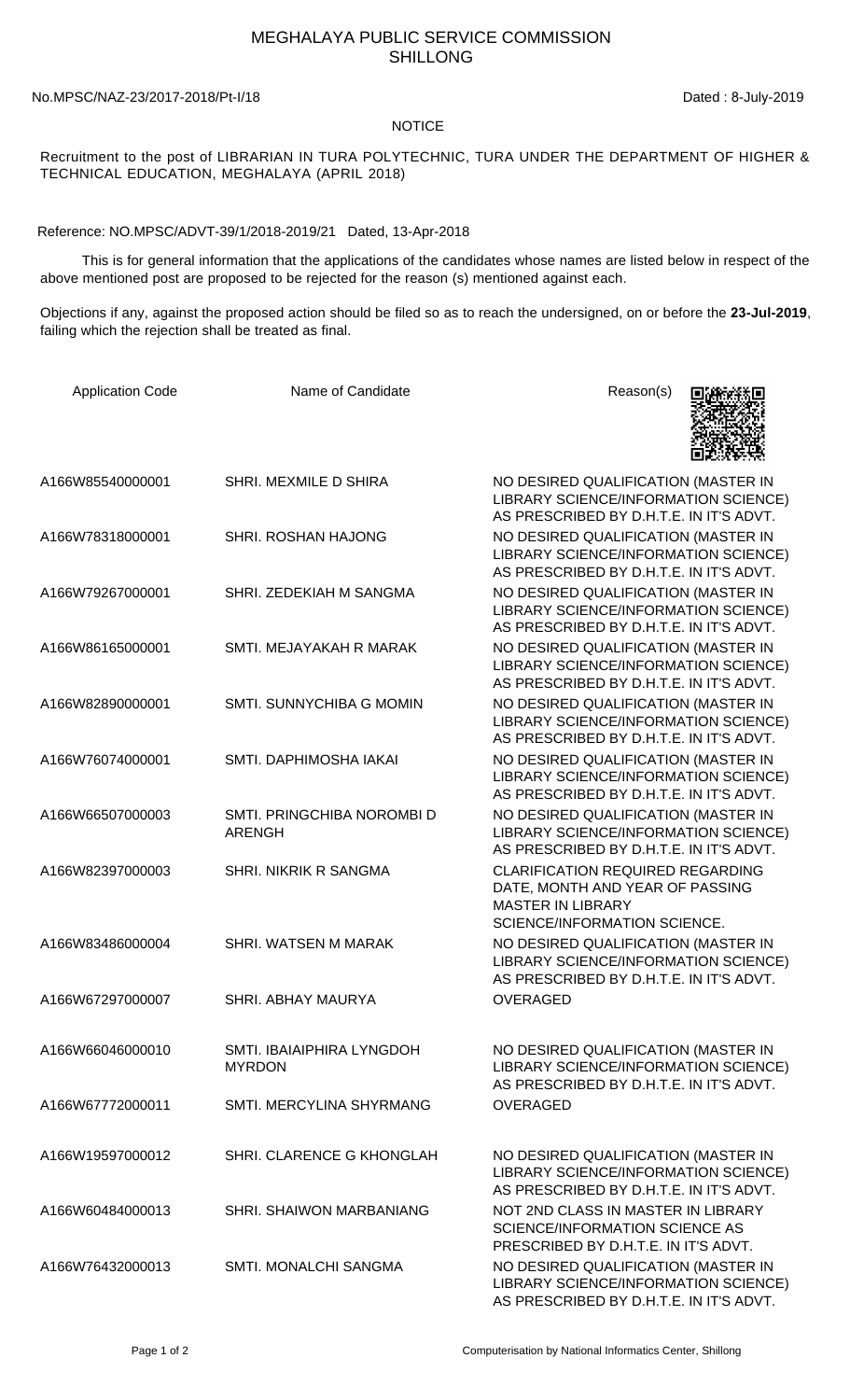# MEGHALAYA PUBLIC SERVICE COMMISSION
## SHILLONG

No.MPSC/NAZ-23/2017-2018/Pt-I/18 Dated : 8-July-2019

**NOTICE**

Recruitment to the post of LIBRARIAN IN TURA POLYTECHNIC, TURA UNDER THE DEPARTMENT OF HIGHER & TECHNICAL EDUCATION, MEGHALAYA (APRIL 2018)

Reference: NO.MPSC/ADVT-39/1/2018-2019/21 Dated, 13-Apr-2018

This is for general information that the applications of the candidates whose names are listed below in respect of the above mentioned post are proposed to be rejected for the reason (s) mentioned against each.

Objections if any, against the proposed action should be filed so as to reach the undersigned, on or before the **23-Jul-2019**, failing which the rejection shall be treated as final.

| Application Code | Name of Candidate | Reason(s) |
|---|---|---|
| A166W85540000001 | SHRI. MEXMILE D SHIRA | NO DESIRED QUALIFICATION (MASTER IN LIBRARY SCIENCE/INFORMATION SCIENCE) AS PRESCRIBED BY D.H.T.E. IN IT'S ADVT. |
| A166W78318000001 | SHRI. ROSHAN HAJONG | NO DESIRED QUALIFICATION (MASTER IN LIBRARY SCIENCE/INFORMATION SCIENCE) AS PRESCRIBED BY D.H.T.E. IN IT'S ADVT. |
| A166W79267000001 | SHRI. ZEDEKIAH M SANGMA | NO DESIRED QUALIFICATION (MASTER IN LIBRARY SCIENCE/INFORMATION SCIENCE) AS PRESCRIBED BY D.H.T.E. IN IT'S ADVT. |
| A166W86165000001 | SMTI. MEJAYAKAH R MARAK | NO DESIRED QUALIFICATION (MASTER IN LIBRARY SCIENCE/INFORMATION SCIENCE) AS PRESCRIBED BY D.H.T.E. IN IT'S ADVT. |
| A166W82890000001 | SMTI. SUNNYCHIBA G MOMIN | NO DESIRED QUALIFICATION (MASTER IN LIBRARY SCIENCE/INFORMATION SCIENCE) AS PRESCRIBED BY D.H.T.E. IN IT'S ADVT. |
| A166W76074000001 | SMTI. DAPHIMOSHA IAKAI | NO DESIRED QUALIFICATION (MASTER IN LIBRARY SCIENCE/INFORMATION SCIENCE) AS PRESCRIBED BY D.H.T.E. IN IT'S ADVT. |
| A166W66507000003 | SMTI. PRINGCHIBA NOROMBI D ARENGH | NO DESIRED QUALIFICATION (MASTER IN LIBRARY SCIENCE/INFORMATION SCIENCE) AS PRESCRIBED BY D.H.T.E. IN IT'S ADVT. |
| A166W82397000003 | SHRI. NIKRIK R SANGMA | CLARIFICATION REQUIRED REGARDING DATE, MONTH AND YEAR OF PASSING MASTER IN LIBRARY SCIENCE/INFORMATION SCIENCE. |
| A166W83486000004 | SHRI. WATSEN M MARAK | NO DESIRED QUALIFICATION (MASTER IN LIBRARY SCIENCE/INFORMATION SCIENCE) AS PRESCRIBED BY D.H.T.E. IN IT'S ADVT. |
| A166W67297000007 | SHRI. ABHAY MAURYA | OVERAGED |
| A166W66046000010 | SMTI. IBAIAIPHIRA LYNGDOH MYRDON | NO DESIRED QUALIFICATION (MASTER IN LIBRARY SCIENCE/INFORMATION SCIENCE) AS PRESCRIBED BY D.H.T.E. IN IT'S ADVT. |
| A166W67772000011 | SMTI. MERCYLINA SHYRMANG | OVERAGED |
| A166W19597000012 | SHRI. CLARENCE G KHONGLAH | NO DESIRED QUALIFICATION (MASTER IN LIBRARY SCIENCE/INFORMATION SCIENCE) AS PRESCRIBED BY D.H.T.E. IN IT'S ADVT. |
| A166W60484000013 | SHRI. SHAIWON MARBANIANG | NOT 2ND CLASS IN MASTER IN LIBRARY SCIENCE/INFORMATION SCIENCE AS PRESCRIBED BY D.H.T.E. IN IT'S ADVT. |
| A166W76432000013 | SMTI. MONALCHI SANGMA | NO DESIRED QUALIFICATION (MASTER IN LIBRARY SCIENCE/INFORMATION SCIENCE) AS PRESCRIBED BY D.H.T.E. IN IT'S ADVT. |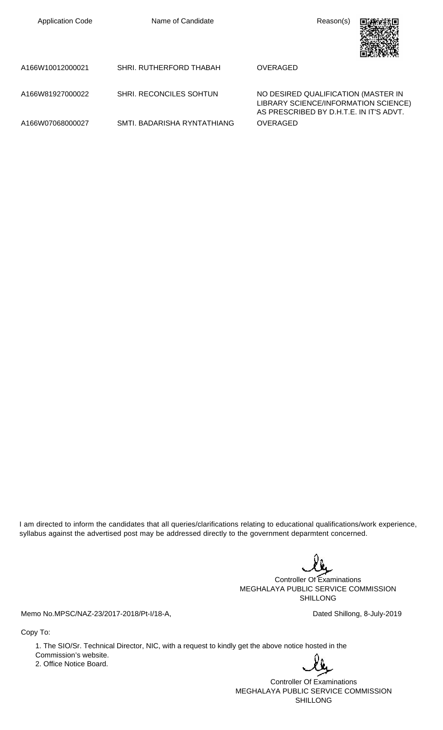| Application Code | Name of Candidate | Reason(s) |
| --- | --- | --- |
| A166W10012000021 | SHRI. RUTHERFORD THABAH | OVERAGED |
| A166W81927000022 | SHRI. RECONCILES SOHTUN | NO DESIRED QUALIFICATION (MASTER IN LIBRARY SCIENCE/INFORMATION SCIENCE) AS PRESCRIBED BY D.H.T.E. IN IT'S ADVT. |
| A166W07068000027 | SMTI. BADARISHA RYNTATHIANG | OVERAGED |

I am directed to inform the candidates that all queries/clarifications relating to educational qualifications/work experience, syllabus against the advertised post may be addressed directly to the government deparmtent concerned.

Controller Of Examinations
MEGHALAYA PUBLIC SERVICE COMMISSION
SHILLONG

Memo No.MPSC/NAZ-23/2017-2018/Pt-I/18-A,

Dated Shillong, 8-July-2019

Copy To:

1. The SIO/Sr. Technical Director, NIC, with a request to kindly get the above notice hosted in the Commission's website.
2. Office Notice Board.

Controller Of Examinations
MEGHALAYA PUBLIC SERVICE COMMISSION
SHILLONG